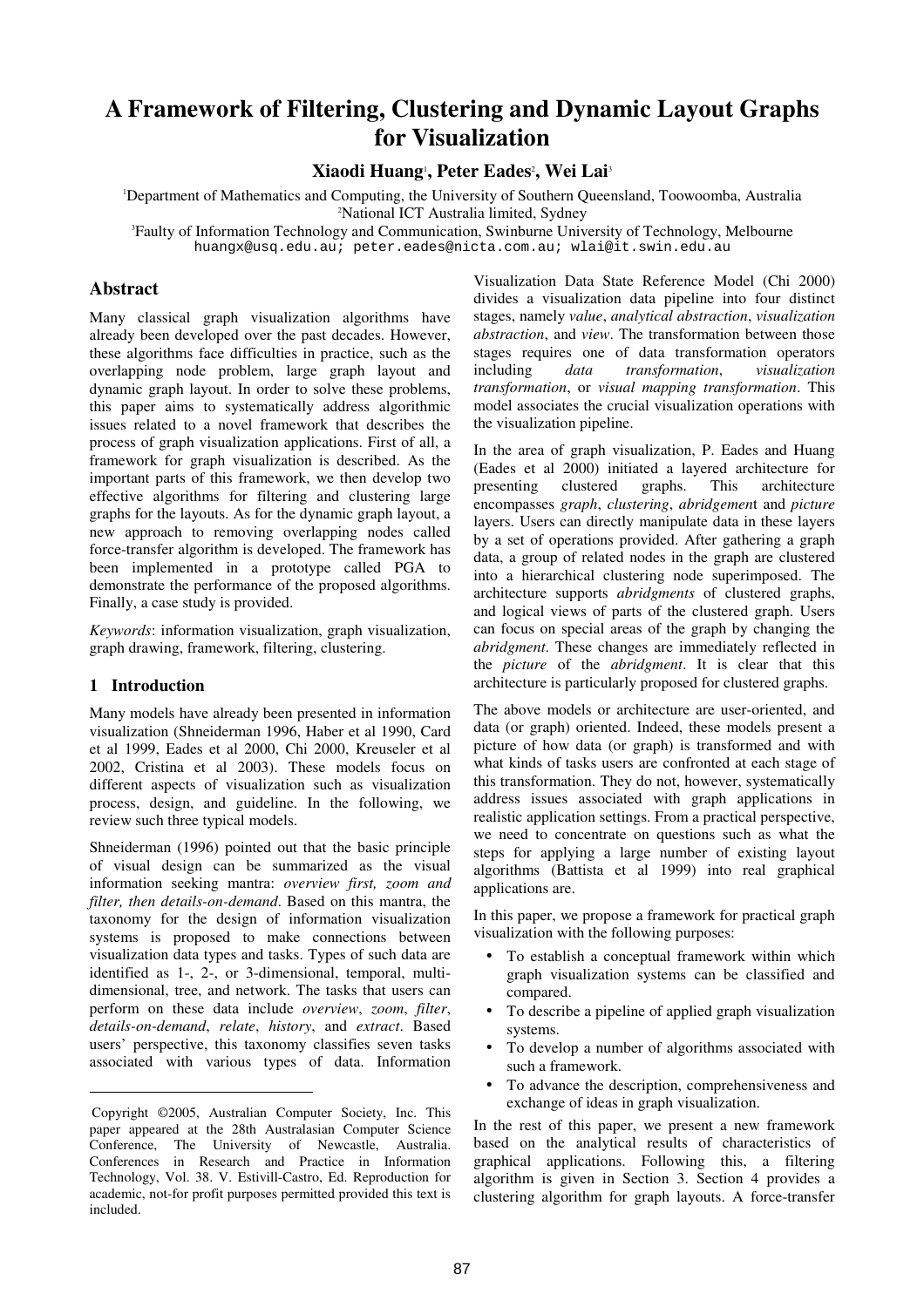# A Framework of Filtering, Clustering and Dynamic Layout Graphs for Visualization

**Xiaodi Huang[1], Peter Eades[2], Wei Lai[3]**

[1]Department of Mathematics and Computing, the University of Southern Queensland, Toowoomba, Australia
[2]National ICT Australia limited, Sydney
[3]Faulty of Information Technology and Communication, Swinburne University of Technology, Melbourne
huangx@usq.edu.au; peter.eades@nicta.com.au; wlai@it.swin.edu.au

## Abstract

Many classical graph visualization algorithms have already been developed over the past decades. However, these algorithms face difficulties in practice, such as the overlapping node problem, large graph layout and dynamic graph layout. In order to solve these problems, this paper aims to systematically address algorithmic issues related to a novel framework that describes the process of graph visualization applications. First of all, a framework for graph visualization is described. As the important parts of this framework, we then develop two effective algorithms for filtering and clustering large graphs for the layouts. As for the dynamic graph layout, a new approach to removing overlapping nodes called force-transfer algorithm is developed. The framework has been implemented in a prototype called PGA to demonstrate the performance of the proposed algorithms. Finally, a case study is provided.

*Keywords*: information visualization, graph visualization, graph drawing, framework, filtering, clustering.

## 1 Introduction

Many models have already been presented in information visualization (Shneiderman 1996, Haber et al 1990, Card et al 1999, Eades et al 2000, Chi 2000, Kreuseler et al 2002, Cristina et al 2003). These models focus on different aspects of visualization such as visualization process, design, and guideline. In the following, we review such three typical models.

Shneiderman (1996) pointed out that the basic principle of visual design can be summarized as the visual information seeking mantra: *overview first, zoom and filter, then details-on-demand*. Based on this mantra, the taxonomy for the design of information visualization systems is proposed to make connections between visualization data types and tasks. Types of such data are identified as 1-, 2-, or 3-dimensional, temporal, multi-dimensional, tree, and network. The tasks that users can perform on these data include *overview*, *zoom*, *filter*, *details-on-demand*, *relate*, *history*, and *extract*. Based users' perspective, this taxonomy classifies seven tasks associated with various types of data. Information Visualization Data State Reference Model (Chi 2000) divides a visualization data pipeline into four distinct stages, namely *value*, *analytical abstraction*, *visualization abstraction*, and *view*. The transformation between those stages requires one of data transformation operators including *data transformation*, *visualization transformation*, or *visual mapping transformation*. This model associates the crucial visualization operations with the visualization pipeline.

In the area of graph visualization, P. Eades and Huang (Eades et al 2000) initiated a layered architecture for presenting clustered graphs. This architecture encompasses *graph*, *clustering*, *abridgement* and *picture* layers. Users can directly manipulate data in these layers by a set of operations provided. After gathering a graph data, a group of related nodes in the graph are clustered into a hierarchical clustering node superimposed. The architecture supports *abridgments* of clustered graphs, and logical views of parts of the clustered graph. Users can focus on special areas of the graph by changing the *abridgment*. These changes are immediately reflected in the *picture* of the *abridgment*. It is clear that this architecture is particularly proposed for clustered graphs.

The above models or architecture are user-oriented, and data (or graph) oriented. Indeed, these models present a picture of how data (or graph) is transformed and with what kinds of tasks users are confronted at each stage of this transformation. They do not, however, systematically address issues associated with graph applications in realistic application settings. From a practical perspective, we need to concentrate on questions such as what the steps for applying a large number of existing layout algorithms (Battista et al 1999) into real graphical applications are.

In this paper, we propose a framework for practical graph visualization with the following purposes:

- To establish a conceptual framework within which graph visualization systems can be classified and compared.
- To describe a pipeline of applied graph visualization systems.
- To develop a number of algorithms associated with such a framework.
- To advance the description, comprehensiveness and exchange of ideas in graph visualization.

In the rest of this paper, we present a new framework based on the analytical results of characteristics of graphical applications. Following this, a filtering algorithm is given in Section 3. Section 4 provides a clustering algorithm for graph layouts. A force-transfer

---

Copyright ©2005, Australian Computer Society, Inc. This paper appeared at the 28th Australasian Computer Science Conference, The University of Newcastle, Australia. Conferences in Research and Practice in Information Technology, Vol. 38. V. Estivill-Castro, Ed. Reproduction for academic, not-for profit purposes permitted provided this text is included.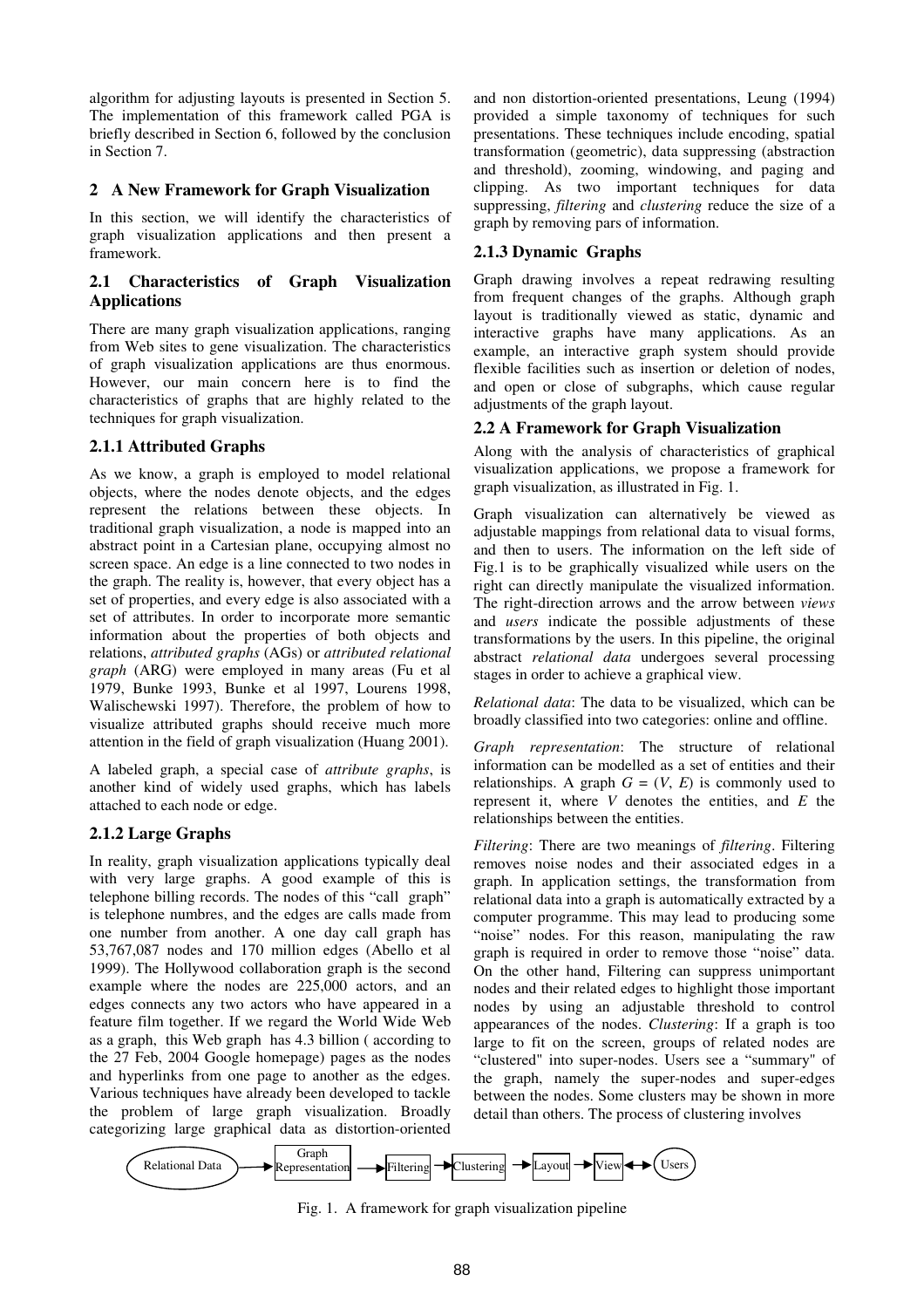algorithm for adjusting layouts is presented in Section 5. The implementation of this framework called PGA is briefly described in Section 6, followed by the conclusion in Section 7.

## 2 A New Framework for Graph Visualization

In this section, we will identify the characteristics of graph visualization applications and then present a framework.

### 2.1 Characteristics of Graph Visualization Applications

There are many graph visualization applications, ranging from Web sites to gene visualization. The characteristics of graph visualization applications are thus enormous. However, our main concern here is to find the characteristics of graphs that are highly related to the techniques for graph visualization.

### 2.1.1 Attributed Graphs

As we know, a graph is employed to model relational objects, where the nodes denote objects, and the edges represent the relations between these objects. In traditional graph visualization, a node is mapped into an abstract point in a Cartesian plane, occupying almost no screen space. An edge is a line connected to two nodes in the graph. The reality is, however, that every object has a set of properties, and every edge is also associated with a set of attributes. In order to incorporate more semantic information about the properties of both objects and relations, *attributed graphs* (AGs) or *attributed relational graph* (ARG) were employed in many areas (Fu et al 1979, Bunke 1993, Bunke et al 1997, Lourens 1998, Walischewski 1997). Therefore, the problem of how to visualize attributed graphs should receive much more attention in the field of graph visualization (Huang 2001).

A labeled graph, a special case of *attribute graphs*, is another kind of widely used graphs, which has labels attached to each node or edge.

### 2.1.2 Large Graphs

In reality, graph visualization applications typically deal with very large graphs. A good example of this is telephone billing records. The nodes of this "call graph" is telephone numbres, and the edges are calls made from one number from another. A one day call graph has 53,767,087 nodes and 170 million edges (Abello et al 1999). The Hollywood collaboration graph is the second example where the nodes are 225,000 actors, and an edges connects any two actors who have appeared in a feature film together. If we regard the World Wide Web as a graph, this Web graph has 4.3 billion ( according to the 27 Feb, 2004 Google homepage) pages as the nodes and hyperlinks from one page to another as the edges. Various techniques have already been developed to tackle the problem of large graph visualization. Broadly categorizing large graphical data as distortion-oriented and non distortion-oriented presentations, Leung (1994) provided a simple taxonomy of techniques for such presentations. These techniques include encoding, spatial transformation (geometric), data suppressing (abstraction and threshold), zooming, windowing, and paging and clipping. As two important techniques for data suppressing, *filtering* and *clustering* reduce the size of a graph by removing pars of information.

### 2.1.3 Dynamic Graphs

Graph drawing involves a repeat redrawing resulting from frequent changes of the graphs. Although graph layout is traditionally viewed as static, dynamic and interactive graphs have many applications. As an example, an interactive graph system should provide flexible facilities such as insertion or deletion of nodes, and open or close of subgraphs, which cause regular adjustments of the graph layout.

### 2.2 A Framework for Graph Visualization

Along with the analysis of characteristics of graphical visualization applications, we propose a framework for graph visualization, as illustrated in Fig. 1.

Graph visualization can alternatively be viewed as adjustable mappings from relational data to visual forms, and then to users. The information on the left side of Fig.1 is to be graphically visualized while users on the right can directly manipulate the visualized information. The right-direction arrows and the arrow between *views* and *users* indicate the possible adjustments of these transformations by the users. In this pipeline, the original abstract *relational data* undergoes several processing stages in order to achieve a graphical view.

*Relational data*: The data to be visualized, which can be broadly classified into two categories: online and offline.

*Graph representation*: The structure of relational information can be modelled as a set of entities and their relationships. A graph $G = (V, E)$ is commonly used to represent it, where $V$ denotes the entities, and $E$ the relationships between the entities.

*Filtering*: There are two meanings of *filtering*. Filtering removes noise nodes and their associated edges in a graph. In application settings, the transformation from relational data into a graph is automatically extracted by a computer programme. This may lead to producing some "noise" nodes. For this reason, manipulating the raw graph is required in order to remove those "noise" data. On the other hand, Filtering can suppress unimportant nodes and their related edges to highlight those important nodes by using an adjustable threshold to control appearances of the nodes. *Clustering*: If a graph is too large to fit on the screen, groups of related nodes are "clustered" into super-nodes. Users see a "summary" of the graph, namely the super-nodes and super-edges between the nodes. Some clusters may be shown in more detail than others. The process of clustering involves

Relational Data → Graph Representation → Filtering → Clustering → Layout → View ↔ Users

Fig. 1. A framework for graph visualization pipeline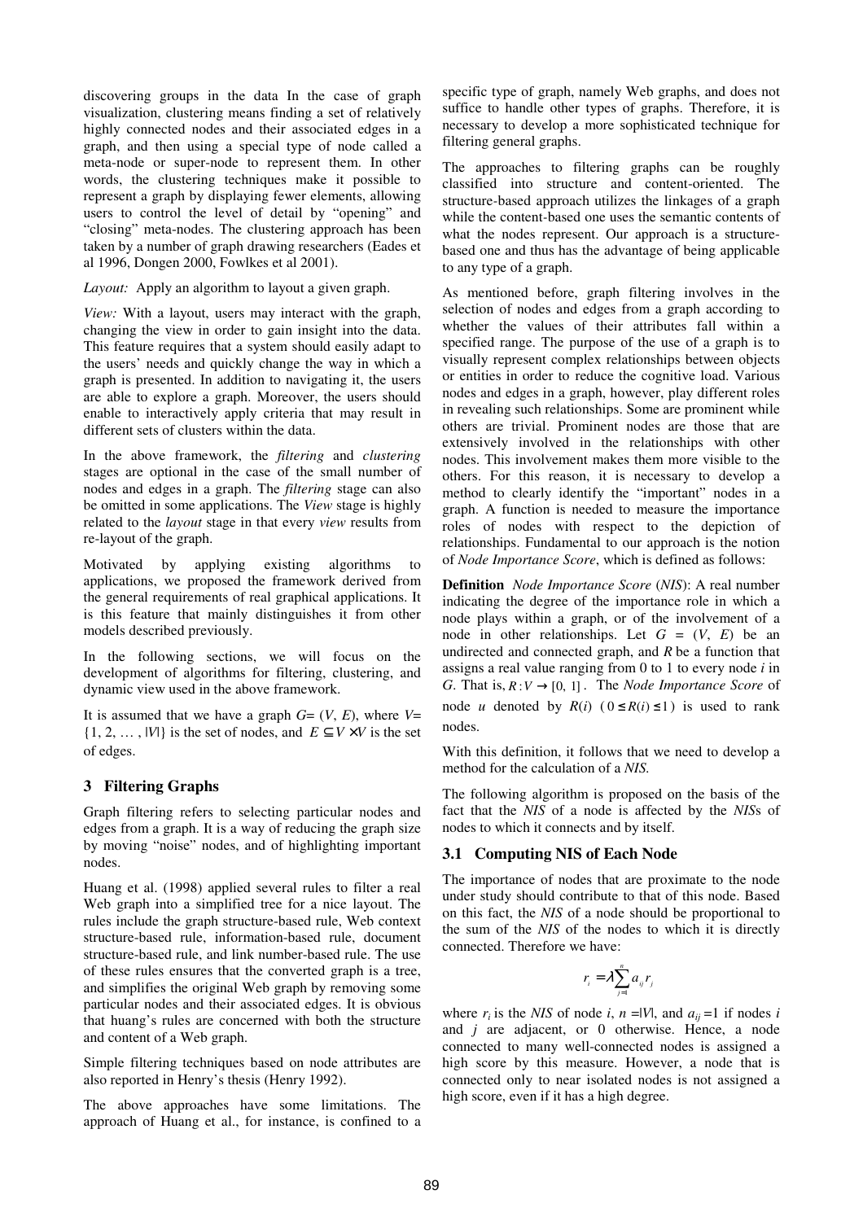discovering groups in the data In the case of graph visualization, clustering means finding a set of relatively highly connected nodes and their associated edges in a graph, and then using a special type of node called a meta-node or super-node to represent them. In other words, the clustering techniques make it possible to represent a graph by displaying fewer elements, allowing users to control the level of detail by "opening" and "closing" meta-nodes. The clustering approach has been taken by a number of graph drawing researchers (Eades et al 1996, Dongen 2000, Fowlkes et al 2001).

*Layout:* Apply an algorithm to layout a given graph.

*View:* With a layout, users may interact with the graph, changing the view in order to gain insight into the data. This feature requires that a system should easily adapt to the users' needs and quickly change the way in which a graph is presented. In addition to navigating it, the users are able to explore a graph. Moreover, the users should enable to interactively apply criteria that may result in different sets of clusters within the data.

In the above framework, the *filtering* and *clustering* stages are optional in the case of the small number of nodes and edges in a graph. The *filtering* stage can also be omitted in some applications. The *View* stage is highly related to the *layout* stage in that every *view* results from re-layout of the graph.

Motivated by applying existing algorithms to applications, we proposed the framework derived from the general requirements of real graphical applications. It is this feature that mainly distinguishes it from other models described previously.

In the following sections, we will focus on the development of algorithms for filtering, clustering, and dynamic view used in the above framework.

It is assumed that we have a graph $G = (V, E)$, where $V = \{1, 2, \ldots, |V|\}$ is the set of nodes, and $E \subseteq V \times V$ is the set of edges.

## 3 Filtering Graphs

Graph filtering refers to selecting particular nodes and edges from a graph. It is a way of reducing the graph size by moving "noise" nodes, and of highlighting important nodes.

Huang et al. (1998) applied several rules to filter a real Web graph into a simplified tree for a nice layout. The rules include the graph structure-based rule, Web context structure-based rule, information-based rule, document structure-based rule, and link number-based rule. The use of these rules ensures that the converted graph is a tree, and simplifies the original Web graph by removing some particular nodes and their associated edges. It is obvious that huang's rules are concerned with both the structure and content of a Web graph.

Simple filtering techniques based on node attributes are also reported in Henry's thesis (Henry 1992).

The above approaches have some limitations. The approach of Huang et al., for instance, is confined to a specific type of graph, namely Web graphs, and does not suffice to handle other types of graphs. Therefore, it is necessary to develop a more sophisticated technique for filtering general graphs.

The approaches to filtering graphs can be roughly classified into structure and content-oriented. The structure-based approach utilizes the linkages of a graph while the content-based one uses the semantic contents of what the nodes represent. Our approach is a structure-based one and thus has the advantage of being applicable to any type of a graph.

As mentioned before, graph filtering involves in the selection of nodes and edges from a graph according to whether the values of their attributes fall within a specified range. The purpose of the use of a graph is to visually represent complex relationships between objects or entities in order to reduce the cognitive load. Various nodes and edges in a graph, however, play different roles in revealing such relationships. Some are prominent while others are trivial. Prominent nodes are those that are extensively involved in the relationships with other nodes. This involvement makes them more visible to the others. For this reason, it is necessary to develop a method to clearly identify the "important" nodes in a graph. A function is needed to measure the importance roles of nodes with respect to the depiction of relationships. Fundamental to our approach is the notion of *Node Importance Score*, which is defined as follows:

**Definition** *Node Importance Score* (*NIS*): A real number indicating the degree of the importance role in which a node plays within a graph, or of the involvement of a node in other relationships. Let $G = (V, E)$ be an undirected and connected graph, and $R$ be a function that assigns a real value ranging from 0 to 1 to every node $i$ in $G$. That is, $R: V \rightarrow [0, 1]$. The *Node Importance Score* of node $u$ denoted by $R(i)$ $(0 \leq R(i) \leq 1)$ is used to rank nodes.

With this definition, it follows that we need to develop a method for the calculation of a *NIS*.

The following algorithm is proposed on the basis of the fact that the *NIS* of a node is affected by the *NIS*s of nodes to which it connects and by itself.

### 3.1 Computing NIS of Each Node

The importance of nodes that are proximate to the node under study should contribute to that of this node. Based on this fact, the *NIS* of a node should be proportional to the sum of the *NIS* of the nodes to which it is directly connected. Therefore we have:

$$r_i = \lambda \sum_{j=1}^{n} a_{ij} r_j$$

where $r_i$ is the *NIS* of node $i$, $n = |V|$, and $a_{ij} = 1$ if nodes $i$ and $j$ are adjacent, or 0 otherwise. Hence, a node connected to many well-connected nodes is assigned a high score by this measure. However, a node that is connected only to near isolated nodes is not assigned a high score, even if it has a high degree.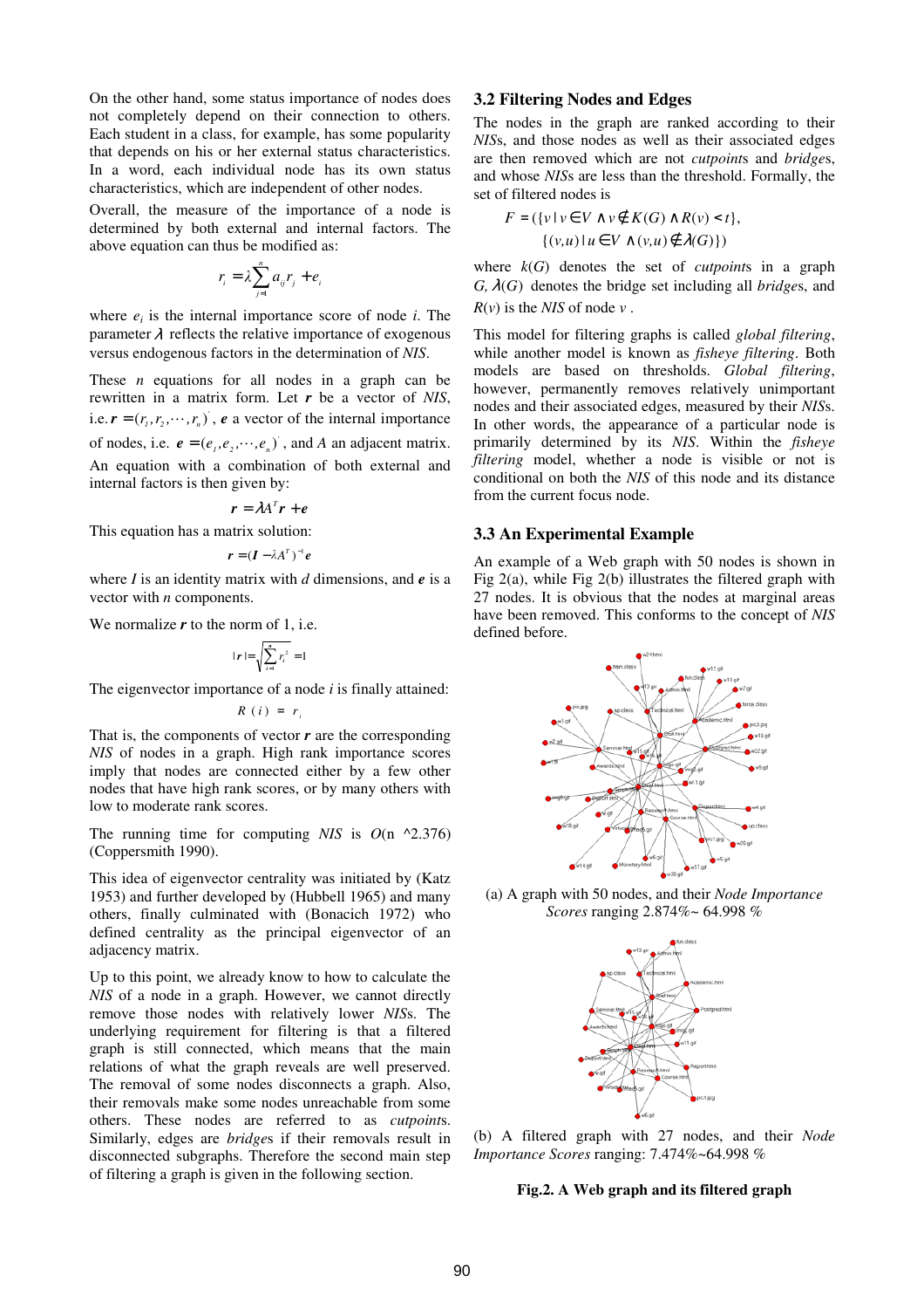On the other hand, some status importance of nodes does not completely depend on their connection to others. Each student in a class, for example, has some popularity that depends on his or her external status characteristics. In a word, each individual node has its own status characteristics, which are independent of other nodes.

Overall, the measure of the importance of a node is determined by both external and internal factors. The above equation can thus be modified as:

$$r_i = \lambda \sum_{j=1}^{n} a_{ij} r_j + e_i$$

where $e_i$ is the internal importance score of node *i*. The parameter $\lambda$ reflects the relative importance of exogenous versus endogenous factors in the determination of *NIS*.

These *n* equations for all nodes in a graph can be rewritten in a matrix form. Let $\boldsymbol{r}$ be a vector of *NIS*, i.e. $\boldsymbol{r} = (r_1, r_2, \cdots, r_n)'$, $\boldsymbol{e}$ a vector of the internal importance of nodes, i.e. $\boldsymbol{e} = (e_1, e_2, \cdots, e_n)'$, and *A* an adjacent matrix. An equation with a combination of both external and internal factors is then given by:

$$\boldsymbol{r} = \lambda A^T \boldsymbol{r} + \boldsymbol{e}$$

This equation has a matrix solution:

$$\boldsymbol{r} = (\boldsymbol{I} - \lambda A^T)^{-1} \boldsymbol{e}$$

where *I* is an identity matrix with *d* dimensions, and $\boldsymbol{e}$ is a vector with *n* components.

We normalize $\boldsymbol{r}$ to the norm of 1, i.e.

$$|\boldsymbol{r}| = \sqrt{\sum_{i=1}^{n} r_i^2} = 1$$

The eigenvector importance of a node *i* is finally attained:

$$R(i) = r_i$$

That is, the components of vector $\boldsymbol{r}$ are the corresponding *NIS* of nodes in a graph. High rank importance scores imply that nodes are connected either by a few other nodes that have high rank scores, or by many others with low to moderate rank scores.

The running time for computing *NIS* is *O*(n ^2.376) (Coppersmith 1990).

This idea of eigenvector centrality was initiated by (Katz 1953) and further developed by (Hubbell 1965) and many others, finally culminated with (Bonacich 1972) who defined centrality as the principal eigenvector of an adjacency matrix.

Up to this point, we already know to how to calculate the *NIS* of a node in a graph. However, we cannot directly remove those nodes with relatively lower *NIS*s. The underlying requirement for filtering is that a filtered graph is still connected, which means that the main relations of what the graph reveals are well preserved. The removal of some nodes disconnects a graph. Also, their removals make some nodes unreachable from some others. These nodes are referred to as *cutpoints*. Similarly, edges are *bridge*s if their removals result in disconnected subgraphs. Therefore the second main step of filtering a graph is given in the following section.

## 3.2 Filtering Nodes and Edges

The nodes in the graph are ranked according to their *NIS*s, and those nodes as well as their associated edges are then removed which are not *cutpoint*s and *bridge*s, and whose *NIS*s are less than the threshold. Formally, the set of filtered nodes is

$$F = (\{v \mid v \in V \wedge v \notin K(G) \wedge R(v) < t\},$$
$$\{(v,u) \mid u \in V \wedge (v,u) \notin \lambda(G)\})$$

where $k(G)$ denotes the set of *cutpoint*s in a graph *G*, $\lambda(G)$ denotes the bridge set including all *bridge*s, and $R(v)$ is the *NIS* of node $v$.

This model for filtering graphs is called *global filtering*, while another model is known as *fisheye filtering*. Both models are based on thresholds. *Global filtering*, however, permanently removes relatively unimportant nodes and their associated edges, measured by their *NIS*s. In other words, the appearance of a particular node is primarily determined by its *NIS*. Within the *fisheye filtering* model, whether a node is visible or not is conditional on both the *NIS* of this node and its distance from the current focus node.

## 3.3 An Experimental Example

An example of a Web graph with 50 nodes is shown in Fig 2(a), while Fig 2(b) illustrates the filtered graph with 27 nodes. It is obvious that the nodes at marginal areas have been removed. This conforms to the concept of *NIS* defined before.

(a) A graph with 50 nodes, and their *Node Importance Scores* ranging 2.874%~ 64.998 %

(b) A filtered graph with 27 nodes, and their *Node Importance Scores* ranging: 7.474%~64.998 %

**Fig.2. A Web graph and its filtered graph**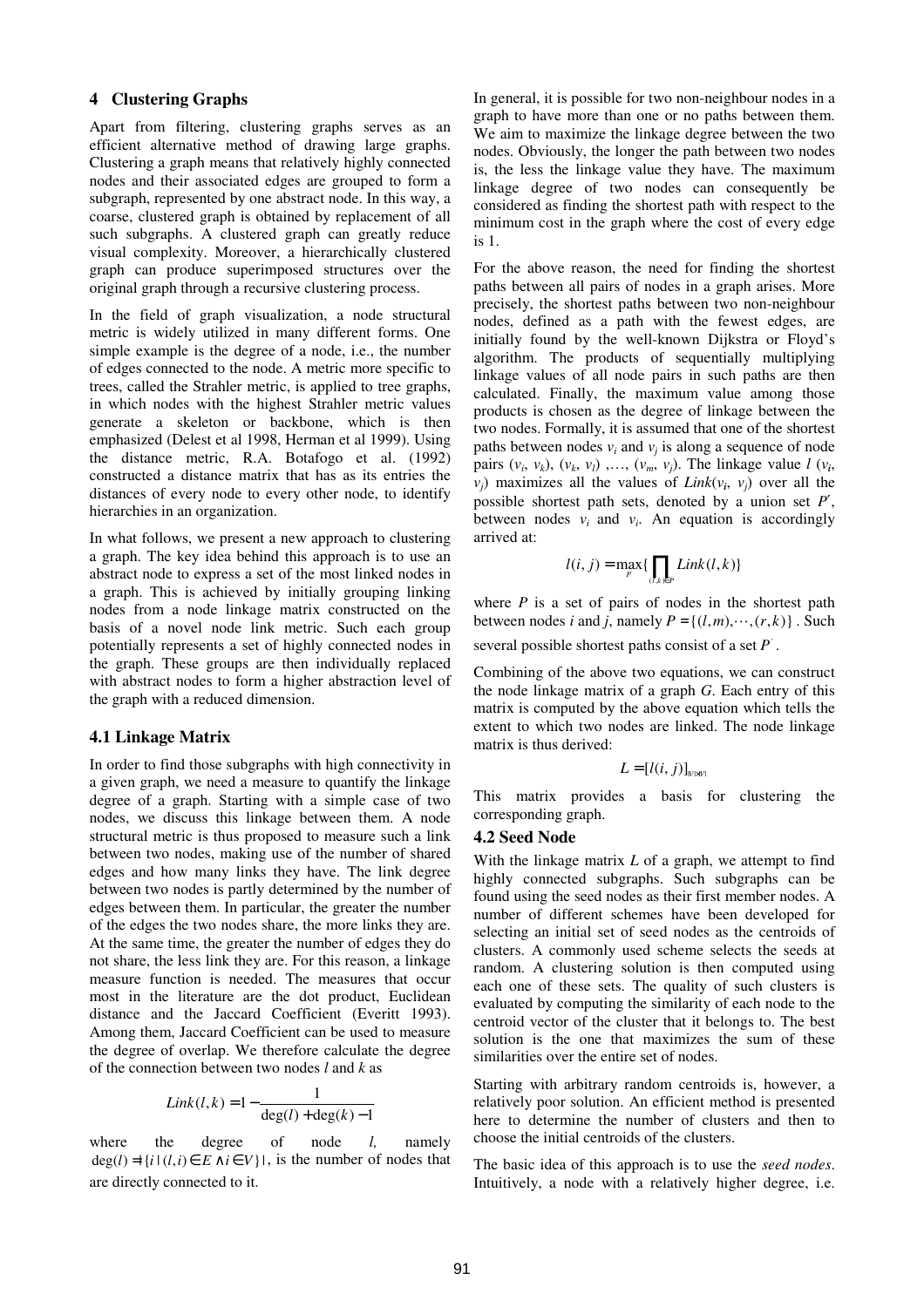## 4 Clustering Graphs

Apart from filtering, clustering graphs serves as an efficient alternative method of drawing large graphs. Clustering a graph means that relatively highly connected nodes and their associated edges are grouped to form a subgraph, represented by one abstract node. In this way, a coarse, clustered graph is obtained by replacement of all such subgraphs. A clustered graph can greatly reduce visual complexity. Moreover, a hierarchically clustered graph can produce superimposed structures over the original graph through a recursive clustering process.

In the field of graph visualization, a node structural metric is widely utilized in many different forms. One simple example is the degree of a node, i.e., the number of edges connected to the node. A metric more specific to trees, called the Strahler metric, is applied to tree graphs, in which nodes with the highest Strahler metric values generate a skeleton or backbone, which is then emphasized (Delest et al 1998, Herman et al 1999). Using the distance metric, R.A. Botafogo et al. (1992) constructed a distance matrix that has as its entries the distances of every node to every other node, to identify hierarchies in an organization.

In what follows, we present a new approach to clustering a graph. The key idea behind this approach is to use an abstract node to express a set of the most linked nodes in a graph. This is achieved by initially grouping linking nodes from a node linkage matrix constructed on the basis of a novel node link metric. Such each group potentially represents a set of highly connected nodes in the graph. These groups are then individually replaced with abstract nodes to form a higher abstraction level of the graph with a reduced dimension.

### 4.1 Linkage Matrix

In order to find those subgraphs with high connectivity in a given graph, we need a measure to quantify the linkage degree of a graph. Starting with a simple case of two nodes, we discuss this linkage between them. A node structural metric is thus proposed to measure such a link between two nodes, making use of the number of shared edges and how many links they have. The link degree between two nodes is partly determined by the number of edges between them. In particular, the greater the number of the edges the two nodes share, the more links they are. At the same time, the greater the number of edges they do not share, the less link they are. For this reason, a linkage measure function is needed. The measures that occur most in the literature are the dot product, Euclidean distance and the Jaccard Coefficient (Everitt 1993). Among them, Jaccard Coefficient can be used to measure the degree of overlap. We therefore calculate the degree of the connection between two nodes $l$ and $k$ as

$$Link(l,k) = 1 - \frac{1}{\deg(l) + \deg(k) - 1}$$

where the degree of node $l$, namely $\deg(l) = |\{i \mid (l,i) \in E \wedge i \in V\}|$, is the number of nodes that are directly connected to it.

In general, it is possible for two non-neighbour nodes in a graph to have more than one or no paths between them. We aim to maximize the linkage degree between the two nodes. Obviously, the longer the path between two nodes is, the less the linkage value they have. The maximum linkage degree of two nodes can consequently be considered as finding the shortest path with respect to the minimum cost in the graph where the cost of every edge is 1.

For the above reason, the need for finding the shortest paths between all pairs of nodes in a graph arises. More precisely, the shortest paths between two non-neighbour nodes, defined as a path with the fewest edges, are initially found by the well-known Dijkstra or Floyd's algorithm. The products of sequentially multiplying linkage values of all node pairs in such paths are then calculated. Finally, the maximum value among those products is chosen as the degree of linkage between the two nodes. Formally, it is assumed that one of the shortest paths between nodes $v_i$ and $v_j$ is along a sequence of node pairs $(v_i, v_k)$, $(v_k, v_l)$ ,..., $(v_m, v_j)$. The linkage value $l$ $(v_i, v_j)$ maximizes all the values of $Link(v_i, v_j)$ over all the possible shortest path sets, denoted by a union set $P'$, between nodes $v_i$ and $v_i$. An equation is accordingly arrived at:

$$l(i,j) = \max_{P}\{\prod_{(l,k)\in P} Link(l,k)\}$$

where $P$ is a set of pairs of nodes in the shortest path between nodes $i$ and $j$, namely $P = \{(l,m), \cdots, (r,k)\}$. Such several possible shortest paths consist of a set $P'$.

Combining of the above two equations, we can construct the node linkage matrix of a graph $G$. Each entry of this matrix is computed by the above equation which tells the extent to which two nodes are linked. The node linkage matrix is thus derived:

$$L = [l(i,j)]_{|V|\times|V|}$$

This matrix provides a basis for clustering the corresponding graph.

### 4.2 Seed Node

With the linkage matrix $L$ of a graph, we attempt to find highly connected subgraphs. Such subgraphs can be found using the seed nodes as their first member nodes. A number of different schemes have been developed for selecting an initial set of seed nodes as the centroids of clusters. A commonly used scheme selects the seeds at random. A clustering solution is then computed using each one of these sets. The quality of such clusters is evaluated by computing the similarity of each node to the centroid vector of the cluster that it belongs to. The best solution is the one that maximizes the sum of these similarities over the entire set of nodes.

Starting with arbitrary random centroids is, however, a relatively poor solution. An efficient method is presented here to determine the number of clusters and then to choose the initial centroids of the clusters.

The basic idea of this approach is to use the *seed nodes*. Intuitively, a node with a relatively higher degree, i.e.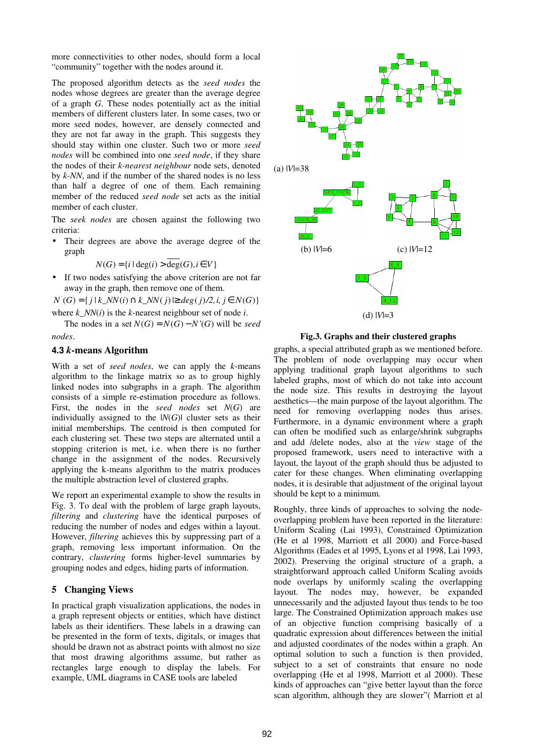more connectivities to other nodes, should form a local "community" together with the nodes around it.

The proposed algorithm detects as the *seed nodes* the nodes whose degrees are greater than the average degree of a graph *G*. These nodes potentially act as the initial members of different clusters later. In some cases, two or more seed nodes, however, are densely connected and they are not far away in the graph. This suggests they should stay within one cluster. Such two or more *seed nodes* will be combined into one *seed node*, if they share the nodes of their *k-nearest neighbour* node sets, denoted by *k-NN*, and if the number of the shared nodes is no less than half a degree of one of them. Each remaining member of the reduced *seed node* set acts as the initial member of each cluster.

The *seek nodes* are chosen against the following two criteria:

- Their degrees are above the average degree of the graph

$$N(G) = \{i \mid \deg(i) > \overline{\deg}(G), i \in V\}$$

- If two nodes satisfying the above criterion are not far away in the graph, then remove one of them.

$$N'(G) = \{j \mid k\_NN(i) \cap k\_NN(j) \mid \geq deg(j)/2, i, j \in N(G)\}$$

where $k\_NN(i)$ is the *k*-nearest neighbour set of node *i*.

The nodes in a set $N(G) = N(G) - N'(G)$ will be *seed nodes*.

### 4.3 *k*-means Algorithm

With a set of *seed nodes*, we can apply the *k*-means algorithm to the linkage matrix so as to group highly linked nodes into subgraphs in a graph. The algorithm consists of a simple re-estimation procedure as follows. First, the nodes in the *seed nodes* set *N*(*G*) are individually assigned to the |*N*(*G*)| cluster sets as their initial memberships. The centroid is then computed for each clustering set. These two steps are alternated until a stopping criterion is met, i.e. when there is no further change in the assignment of the nodes. Recursively applying the k-means algorithm to the matrix produces the multiple abstraction level of clustered graphs.

We report an experimental example to show the results in Fig. 3. To deal with the problem of large graph layouts, *filtering* and *clustering* have the identical purposes of reducing the number of nodes and edges within a layout. However, *filtering* achieves this by suppressing part of a graph, removing less important information. On the contrary, *clustering* forms higher-level summaries by grouping nodes and edges, hiding parts of information.

(a) |*V*|=38

(b) |*V*|=6 (c) |*V*|=12

(d) |*V*|=3

**Fig.3. Graphs and their clustered graphs**

## 5 Changing Views

In practical graph visualization applications, the nodes in a graph represent objects or entities, which have distinct labels as their identifiers. These labels in a drawing can be presented in the form of texts, digitals, or images that should be drawn not as abstract points with almost no size that most drawing algorithms assume, but rather as rectangles large enough to display the labels. For example, UML diagrams in CASE tools are labeled graphs, a special attributed graph as we mentioned before. The problem of node overlapping may occur when applying traditional graph layout algorithms to such labeled graphs, most of which do not take into account the node size. This results in destroying the layout aesthetics—the main purpose of the layout algorithm. The need for removing overlapping nodes thus arises. Furthermore, in a dynamic environment where a graph can often be modified such as enlarge/shrink subgraphs and add /delete nodes, also at the *view* stage of the proposed framework, users need to interactive with a layout, the layout of the graph should thus be adjusted to cater for these changes. When eliminating overlapping nodes, it is desirable that adjustment of the original layout should be kept to a minimum.

Roughly, three kinds of approaches to solving the node-overlapping problem have been reported in the literature: Uniform Scaling (Lai 1993), Constrained Optimization (He et al 1998, Marriott et all 2000) and Force-based Algorithms (Eades et al 1995, Lyons et al 1998, Lai 1993, 2002). Preserving the original structure of a graph, a straightforward approach called Uniform Scaling avoids node overlaps by uniformly scaling the overlapping layout. The nodes may, however, be expanded unnecessarily and the adjusted layout thus tends to be too large. The Constrained Optimization approach makes use of an objective function comprising basically of a quadratic expression about differences between the initial and adjusted coordinates of the nodes within a graph. An optimal solution to such a function is then provided, subject to a set of constraints that ensure no node overlapping (He et al 1998, Marriott et al 2000). These kinds of approaches can "give better layout than the force scan algorithm, although they are slower"( Marriott et al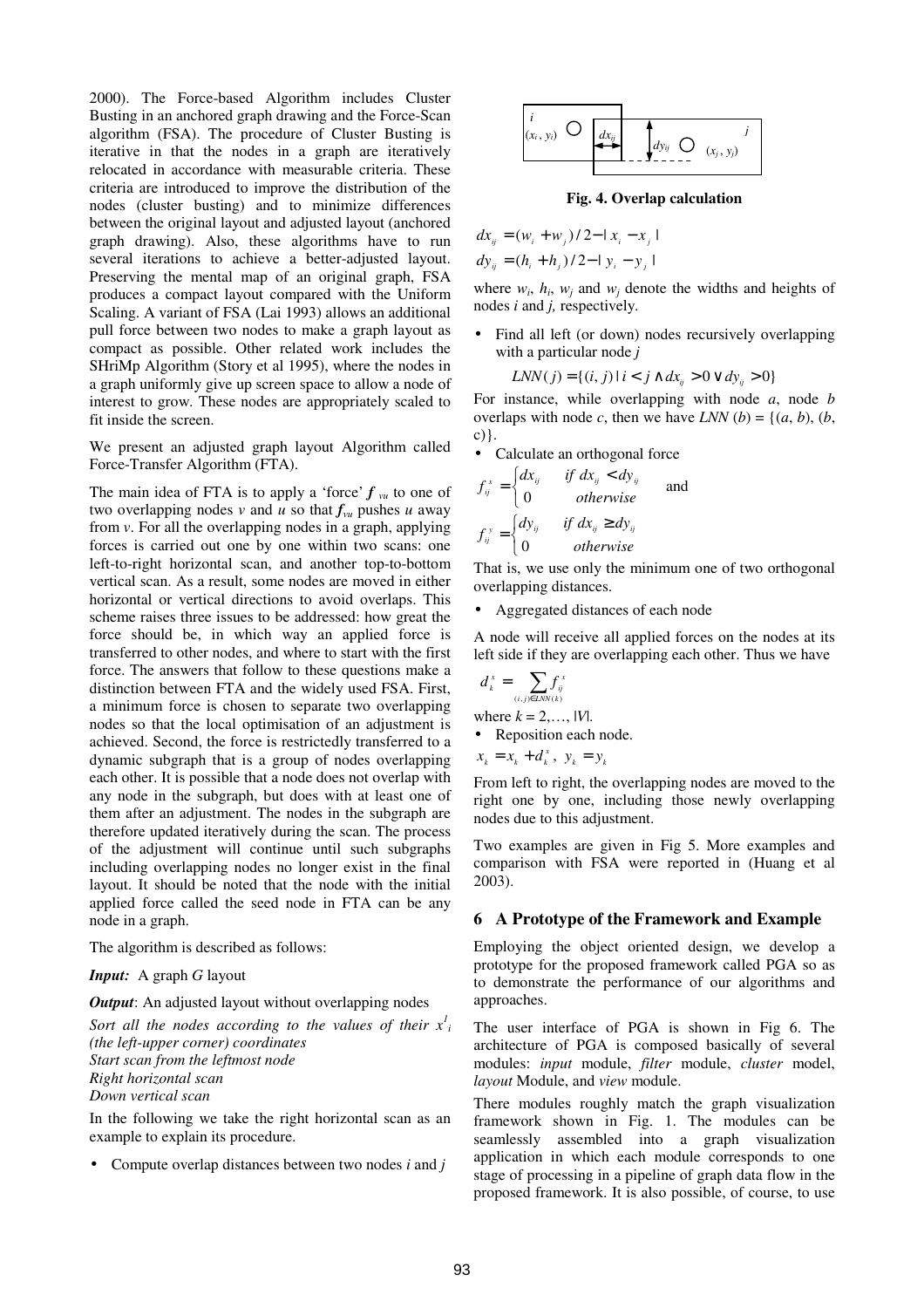2000). The Force-based Algorithm includes Cluster Busting in an anchored graph drawing and the Force-Scan algorithm (FSA). The procedure of Cluster Busting is iterative in that the nodes in a graph are iteratively relocated in accordance with measurable criteria. These criteria are introduced to improve the distribution of the nodes (cluster busting) and to minimize differences between the original layout and adjusted layout (anchored graph drawing). Also, these algorithms have to run several iterations to achieve a better-adjusted layout. Preserving the mental map of an original graph, FSA produces a compact layout compared with the Uniform Scaling. A variant of FSA (Lai 1993) allows an additional pull force between two nodes to make a graph layout as compact as possible. Other related work includes the SHriMp Algorithm (Story et al 1995), where the nodes in a graph uniformly give up screen space to allow a node of interest to grow. These nodes are appropriately scaled to fit inside the screen.

We present an adjusted graph layout Algorithm called Force-Transfer Algorithm (FTA).

The main idea of FTA is to apply a 'force' $\boldsymbol{f}_{vu}$ to one of two overlapping nodes $v$ and $u$ so that $\boldsymbol{f}_{vu}$ pushes $u$ away from $v$. For all the overlapping nodes in a graph, applying forces is carried out one by one within two scans: one left-to-right horizontal scan, and another top-to-bottom vertical scan. As a result, some nodes are moved in either horizontal or vertical directions to avoid overlaps. This scheme raises three issues to be addressed: how great the force should be, in which way an applied force is transferred to other nodes, and where to start with the first force. The answers that follow to these questions make a distinction between FTA and the widely used FSA. First, a minimum force is chosen to separate two overlapping nodes so that the local optimisation of an adjustment is achieved. Second, the force is restrictedly transferred to a dynamic subgraph that is a group of nodes overlapping each other. It is possible that a node does not overlap with any node in the subgraph, but does with at least one of them after an adjustment. The nodes in the subgraph are therefore updated iteratively during the scan. The process of the adjustment will continue until such subgraphs including overlapping nodes no longer exist in the final layout. It should be noted that the node with the initial applied force called the seed node in FTA can be any node in a graph.

The algorithm is described as follows:

***Input:*** A graph *G* layout

***Output***: An adjusted layout without overlapping nodes

*Sort all the nodes according to the values of their* $x^1_i$ *(the left-upper corner) coordinates*
*Start scan from the leftmost node*
*Right horizontal scan*
*Down vertical scan*

In the following we take the right horizontal scan as an example to explain its procedure.

- Compute overlap distances between two nodes *i* and *j*

**Fig. 4. Overlap calculation**

$$dx_{ij} = (w_i + w_j)/2 - |x_i - x_j|$$
$$dy_{ij} = (h_i + h_j)/2 - |y_i - y_j|$$

where $w_i$, $h_i$, $w_j$ and $w_j$ denote the widths and heights of nodes *i* and *j,* respectively.

- Find all left (or down) nodes recursively overlapping with a particular node *j*

$$LNN(j) = \{(i, j) \mid i < j \wedge dx_{ij} > 0 \vee dy_{ij} > 0\}$$

For instance, while overlapping with node *a*, node *b* overlaps with node *c*, then we have *LNN* (*b*) = {(*a*, *b*), (*b*, c)}.

- Calculate an orthogonal force

$$f^x_{ij} = \begin{cases} dx_{ij} & \text{if } dx_{ij} < dy_{ij} \\ 0 & \text{otherwise} \end{cases} \quad \text{and}$$

$$f^y_{ij} = \begin{cases} dy_{ij} & \text{if } dx_{ij} \geq dy_{ij} \\ 0 & \text{otherwise} \end{cases}$$

That is, we use only the minimum one of two orthogonal overlapping distances.

- Aggregated distances of each node

A node will receive all applied forces on the nodes at its left side if they are overlapping each other. Thus we have

$$d^x_k = \sum_{(i,j)\in LNN(k)} f^x_{ij}$$

where $k = 2,\ldots, |V|$.

- Reposition each node.

$x_k = x_k + d^x_k,\ y_k = y_k$

From left to right, the overlapping nodes are moved to the right one by one, including those newly overlapping nodes due to this adjustment.

Two examples are given in Fig 5. More examples and comparison with FSA were reported in (Huang et al 2003).

## 6 A Prototype of the Framework and Example

Employing the object oriented design, we develop a prototype for the proposed framework called PGA so as to demonstrate the performance of our algorithms and approaches.

The user interface of PGA is shown in Fig 6. The architecture of PGA is composed basically of several modules: *input* module, *filter* module, *cluster* model, *layout* Module, and *view* module.

There modules roughly match the graph visualization framework shown in Fig. 1. The modules can be seamlessly assembled into a graph visualization application in which each module corresponds to one stage of processing in a pipeline of graph data flow in the proposed framework. It is also possible, of course, to use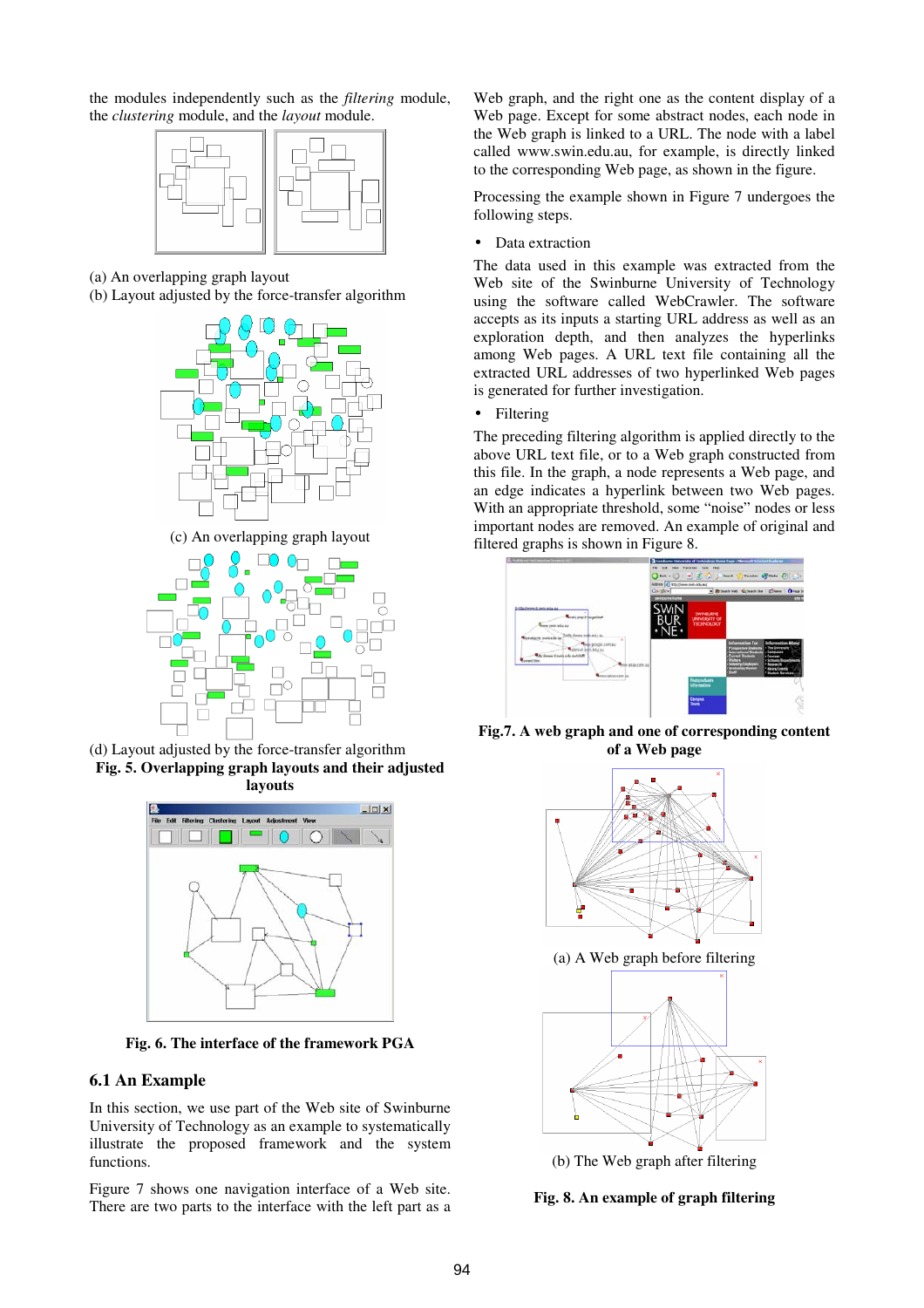the modules independently such as the *filtering* module, the *clustering* module, and the *layout* module.

(a) An overlapping graph layout
(b) Layout adjusted by the force-transfer algorithm

(c) An overlapping graph layout

(d) Layout adjusted by the force-transfer algorithm

**Fig. 5. Overlapping graph layouts and their adjusted layouts**

**Fig. 6. The interface of the framework PGA**

## 6.1 An Example

In this section, we use part of the Web site of Swinburne University of Technology as an example to systematically illustrate the proposed framework and the system functions.

Figure 7 shows one navigation interface of a Web site. There are two parts to the interface with the left part as a Web graph, and the right one as the content display of a Web page. Except for some abstract nodes, each node in the Web graph is linked to a URL. The node with a label called www.swin.edu.au, for example, is directly linked to the corresponding Web page, as shown in the figure.

Processing the example shown in Figure 7 undergoes the following steps.

- Data extraction

The data used in this example was extracted from the Web site of the Swinburne University of Technology using the software called WebCrawler. The software accepts as its inputs a starting URL address as well as an exploration depth, and then analyzes the hyperlinks among Web pages. A URL text file containing all the extracted URL addresses of two hyperlinked Web pages is generated for further investigation.

- Filtering

The preceding filtering algorithm is applied directly to the above URL text file, or to a Web graph constructed from this file. In the graph, a node represents a Web page, and an edge indicates a hyperlink between two Web pages. With an appropriate threshold, some "noise" nodes or less important nodes are removed. An example of original and filtered graphs is shown in Figure 8.

**Fig.7. A web graph and one of corresponding content of a Web page**

(a) A Web graph before filtering

(b) The Web graph after filtering

**Fig. 8. An example of graph filtering**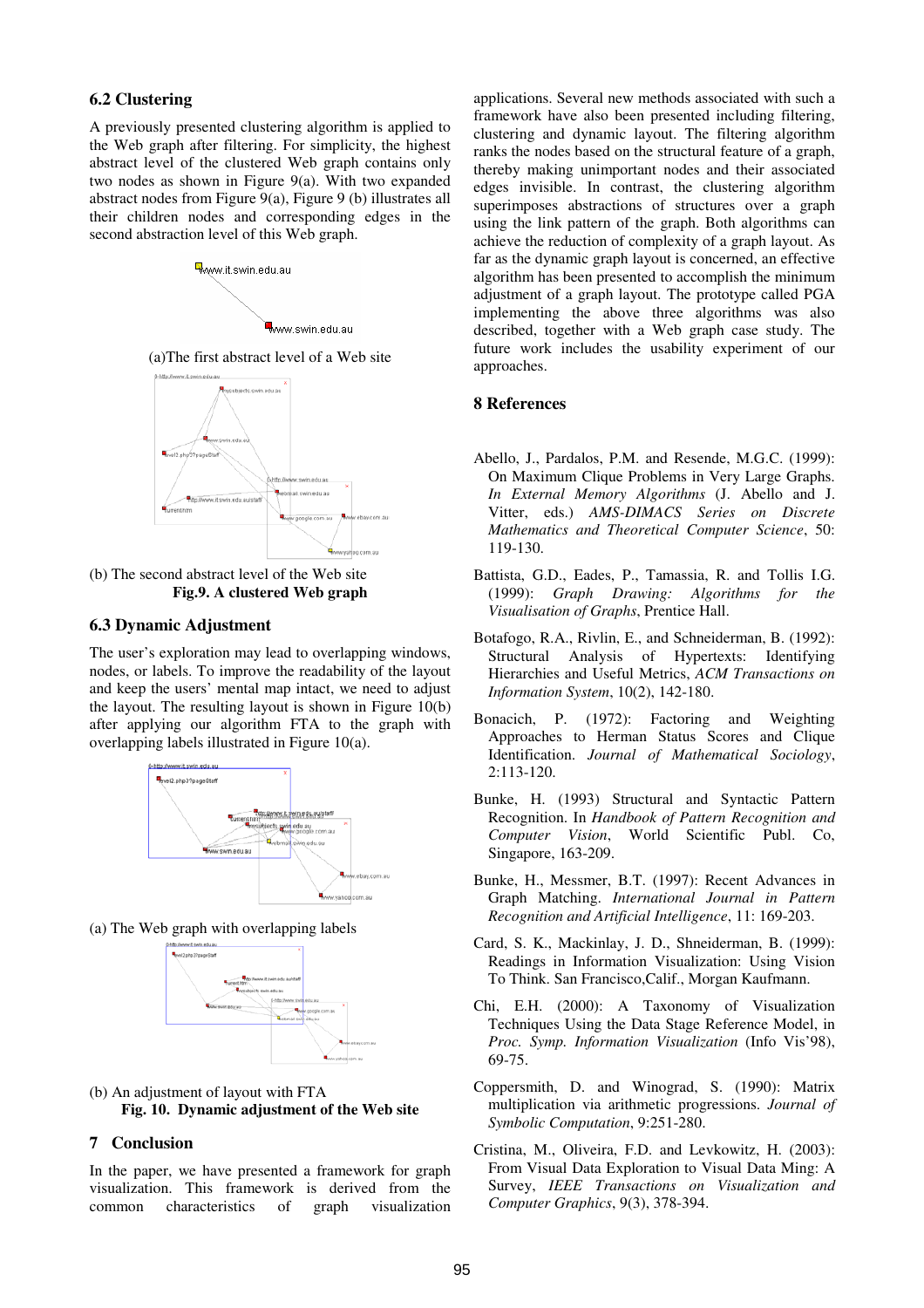### 6.2 Clustering

A previously presented clustering algorithm is applied to the Web graph after filtering. For simplicity, the highest abstract level of the clustered Web graph contains only two nodes as shown in Figure 9(a). With two expanded abstract nodes from Figure 9(a), Figure 9 (b) illustrates all their children nodes and corresponding edges in the second abstraction level of this Web graph.

(a)The first abstract level of a Web site

(b) The second abstract level of the Web site

**Fig.9. A clustered Web graph**

### 6.3 Dynamic Adjustment

The user's exploration may lead to overlapping windows, nodes, or labels. To improve the readability of the layout and keep the users' mental map intact, we need to adjust the layout. The resulting layout is shown in Figure 10(b) after applying our algorithm FTA to the graph with overlapping labels illustrated in Figure 10(a).

(a) The Web graph with overlapping labels

(b) An adjustment of layout with FTA

**Fig. 10. Dynamic adjustment of the Web site**

## 7 Conclusion

In the paper, we have presented a framework for graph visualization. This framework is derived from the common characteristics of graph visualization applications. Several new methods associated with such a framework have also been presented including filtering, clustering and dynamic layout. The filtering algorithm ranks the nodes based on the structural feature of a graph, thereby making unimportant nodes and their associated edges invisible. In contrast, the clustering algorithm superimposes abstractions of structures over a graph using the link pattern of the graph. Both algorithms can achieve the reduction of complexity of a graph layout. As far as the dynamic graph layout is concerned, an effective algorithm has been presented to accomplish the minimum adjustment of a graph layout. The prototype called PGA implementing the above three algorithms was also described, together with a Web graph case study. The future work includes the usability experiment of our approaches.

## 8 References

Abello, J., Pardalos, P.M. and Resende, M.G.C. (1999): On Maximum Clique Problems in Very Large Graphs. *In External Memory Algorithms* (J. Abello and J. Vitter, eds.) *AMS-DIMACS Series on Discrete Mathematics and Theoretical Computer Science*, 50: 119-130.

Battista, G.D., Eades, P., Tamassia, R. and Tollis I.G. (1999): *Graph Drawing: Algorithms for the Visualisation of Graphs*, Prentice Hall.

Botafogo, R.A., Rivlin, E., and Schneiderman, B. (1992): Structural Analysis of Hypertexts: Identifying Hierarchies and Useful Metrics, *ACM Transactions on Information System*, 10(2), 142-180.

Bonacich, P. (1972): Factoring and Weighting Approaches to Herman Status Scores and Clique Identification. *Journal of Mathematical Sociology*, 2:113-120.

Bunke, H. (1993) Structural and Syntactic Pattern Recognition. In *Handbook of Pattern Recognition and Computer Vision*, World Scientific Publ. Co, Singapore, 163-209.

Bunke, H., Messmer, B.T. (1997): Recent Advances in Graph Matching. *International Journal in Pattern Recognition and Artificial Intelligence*, 11: 169-203.

Card, S. K., Mackinlay, J. D., Shneiderman, B. (1999): Readings in Information Visualization: Using Vision To Think. San Francisco,Calif., Morgan Kaufmann.

Chi, E.H. (2000): A Taxonomy of Visualization Techniques Using the Data Stage Reference Model, in *Proc. Symp. Information Visualization* (Info Vis'98), 69-75.

Coppersmith, D. and Winograd, S. (1990): Matrix multiplication via arithmetic progressions. *Journal of Symbolic Computation*, 9:251-280.

Cristina, M., Oliveira, F.D. and Levkowitz, H. (2003): From Visual Data Exploration to Visual Data Ming: A Survey, *IEEE Transactions on Visualization and Computer Graphics*, 9(3), 378-394.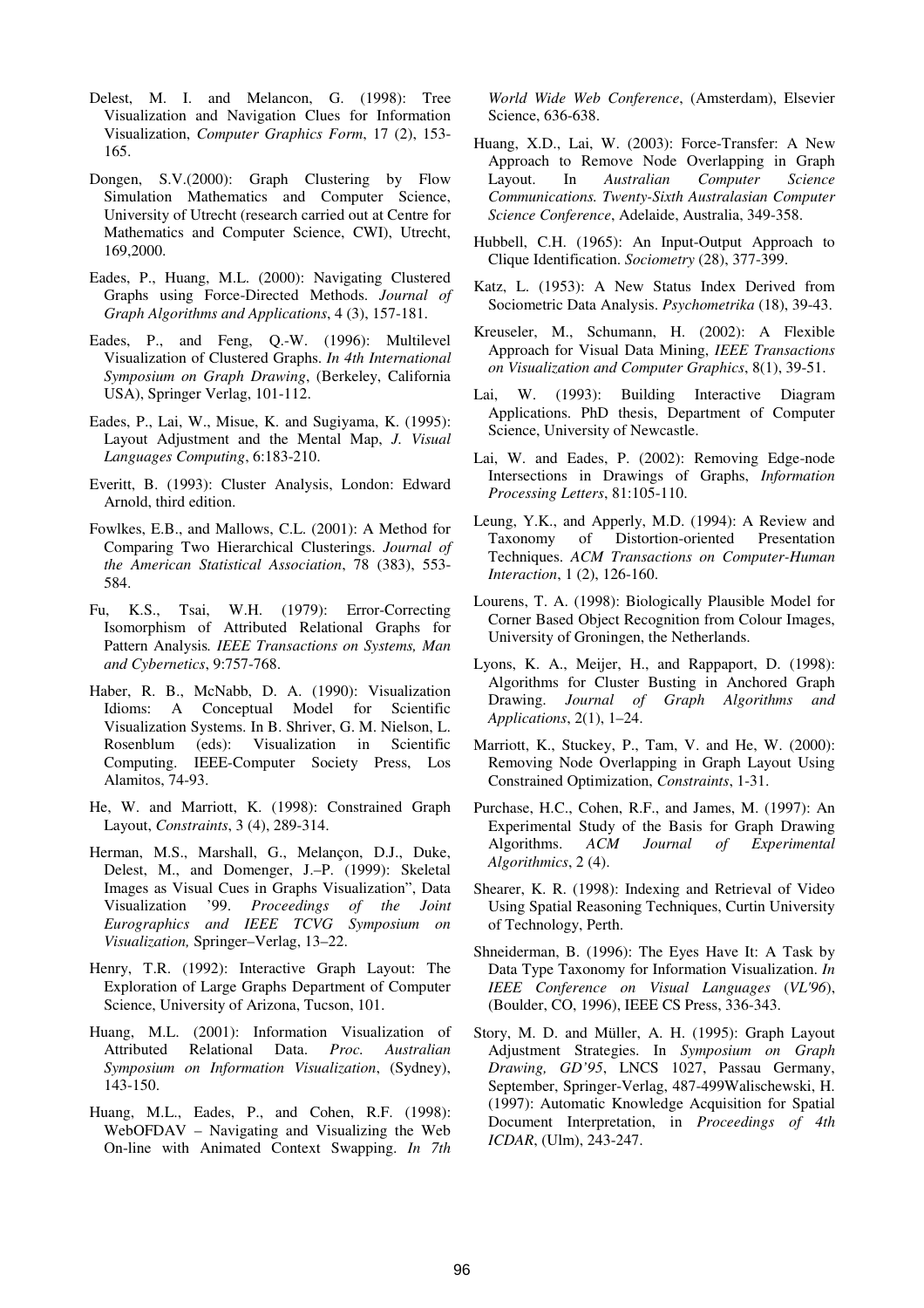Delest, M. I. and Melancon, G. (1998): Tree Visualization and Navigation Clues for Information Visualization, *Computer Graphics Form*, 17 (2), 153-165.

Dongen, S.V.(2000): Graph Clustering by Flow Simulation Mathematics and Computer Science, University of Utrecht (research carried out at Centre for Mathematics and Computer Science, CWI), Utrecht, 169,2000.

Eades, P., Huang, M.L. (2000): Navigating Clustered Graphs using Force-Directed Methods. *Journal of Graph Algorithms and Applications*, 4 (3), 157-181.

Eades, P., and Feng, Q.-W. (1996): Multilevel Visualization of Clustered Graphs. *In 4th International Symposium on Graph Drawing*, (Berkeley, California USA), Springer Verlag, 101-112.

Eades, P., Lai, W., Misue, K. and Sugiyama, K. (1995): Layout Adjustment and the Mental Map, *J. Visual Languages Computing*, 6:183-210.

Everitt, B. (1993): Cluster Analysis, London: Edward Arnold, third edition.

Fowlkes, E.B., and Mallows, C.L. (2001): A Method for Comparing Two Hierarchical Clusterings. *Journal of the American Statistical Association*, 78 (383), 553-584.

Fu, K.S., Tsai, W.H. (1979): Error-Correcting Isomorphism of Attributed Relational Graphs for Pattern Analysis*. IEEE Transactions on Systems, Man and Cybernetics*, 9:757-768.

Haber, R. B., McNabb, D. A. (1990): Visualization Idioms: A Conceptual Model for Scientific Visualization Systems. In B. Shriver, G. M. Nielson, L. Rosenblum (eds): Visualization in Scientific Computing. IEEE-Computer Society Press, Los Alamitos, 74-93.

He, W. and Marriott, K. (1998): Constrained Graph Layout, *Constraints*, 3 (4), 289-314.

Herman, M.S., Marshall, G., Melançon, D.J., Duke, Delest, M., and Domenger, J.–P. (1999): Skeletal Images as Visual Cues in Graphs Visualization", Data Visualization '99. *Proceedings of the Joint Eurographics and IEEE TCVG Symposium on Visualization,* Springer–Verlag, 13–22.

Henry, T.R. (1992): Interactive Graph Layout: The Exploration of Large Graphs Department of Computer Science, University of Arizona, Tucson, 101.

Huang, M.L. (2001): Information Visualization of Attributed Relational Data. *Proc. Australian Symposium on Information Visualization*, (Sydney), 143-150.

Huang, M.L., Eades, P., and Cohen, R.F. (1998): WebOFDAV – Navigating and Visualizing the Web On-line with Animated Context Swapping. *In 7th World Wide Web Conference*, (Amsterdam), Elsevier Science, 636-638.

Huang, X.D., Lai, W. (2003): Force-Transfer: A New Approach to Remove Node Overlapping in Graph Layout. In *Australian Computer Science Communications. Twenty-Sixth Australasian Computer Science Conference*, Adelaide, Australia, 349-358.

Hubbell, C.H. (1965): An Input-Output Approach to Clique Identification. *Sociometry* (28), 377-399.

Katz, L. (1953): A New Status Index Derived from Sociometric Data Analysis. *Psychometrika* (18), 39-43.

Kreuseler, M., Schumann, H. (2002): A Flexible Approach for Visual Data Mining, *IEEE Transactions on Visualization and Computer Graphics*, 8(1), 39-51.

Lai, W. (1993): Building Interactive Diagram Applications. PhD thesis, Department of Computer Science, University of Newcastle.

Lai, W. and Eades, P. (2002): Removing Edge-node Intersections in Drawings of Graphs, *Information Processing Letters*, 81:105-110.

Leung, Y.K., and Apperly, M.D. (1994): A Review and Taxonomy of Distortion-oriented Presentation Techniques. *ACM Transactions on Computer-Human Interaction*, 1 (2), 126-160.

Lourens, T. A. (1998): Biologically Plausible Model for Corner Based Object Recognition from Colour Images, University of Groningen, the Netherlands.

Lyons, K. A., Meijer, H., and Rappaport, D. (1998): Algorithms for Cluster Busting in Anchored Graph Drawing. *Journal of Graph Algorithms and Applications*, 2(1), 1–24.

Marriott, K., Stuckey, P., Tam, V. and He, W. (2000): Removing Node Overlapping in Graph Layout Using Constrained Optimization, *Constraints*, 1-31.

Purchase, H.C., Cohen, R.F., and James, M. (1997): An Experimental Study of the Basis for Graph Drawing Algorithms. *ACM Journal of Experimental Algorithmics*, 2 (4).

Shearer, K. R. (1998): Indexing and Retrieval of Video Using Spatial Reasoning Techniques, Curtin University of Technology, Perth.

Shneiderman, B. (1996): The Eyes Have It: A Task by Data Type Taxonomy for Information Visualization. *In IEEE Conference on Visual Languages* (*VL'96*), (Boulder, CO, 1996), IEEE CS Press, 336-343.

Story, M. D. and Müller, A. H. (1995): Graph Layout Adjustment Strategies. In *Symposium on Graph Drawing, GD'95*, LNCS 1027, Passau Germany, September, Springer-Verlag, 487-499Walischewski, H. (1997): Automatic Knowledge Acquisition for Spatial Document Interpretation, in *Proceedings of 4th ICDAR*, (Ulm), 243-247.